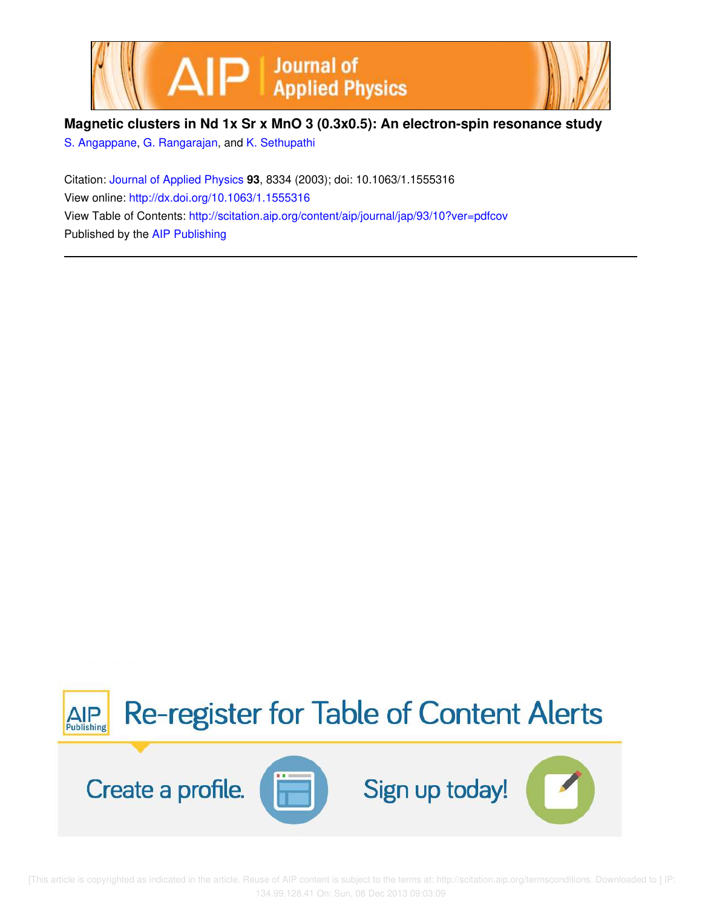**Magnetic clusters in $Nd_{1-x}Sr_xMnO_3$ ($0.3 \le x \le 0.5$): An electron-spin resonance study**

S. Angappane, G. Rangarajan, and K. Sethupathi

Citation: Journal of Applied Physics **93**, 8334 (2003); doi: 10.1063/1.1555316

View online: http://dx.doi.org/10.1063/1.1555316

View Table of Contents: http://scitation.aip.org/content/aip/journal/jap/93/10?ver=pdfcov

Published by the AIP Publishing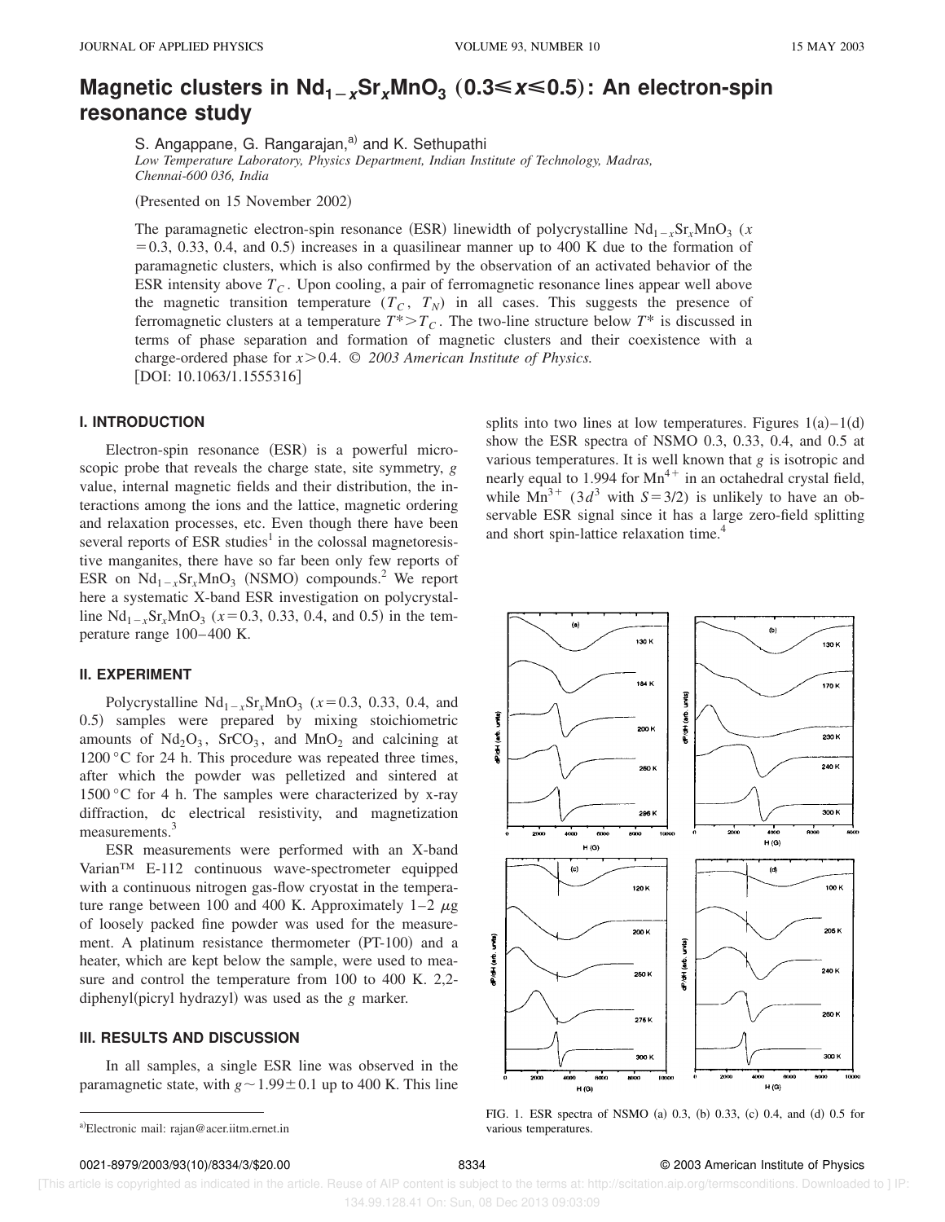# Magnetic clusters in $Nd_{1-x}Sr_xMnO_3$ ($0.3 \leqslant x \leqslant 0.5$): An electron-spin resonance study

S. Angappane, G. Rangarajan,[a] and K. Sethupathi

*Low Temperature Laboratory, Physics Department, Indian Institute of Technology, Madras, Chennai-600 036, India*

(Presented on 15 November 2002)

The paramagnetic electron-spin resonance (ESR) linewidth of polycrystalline $Nd_{1-x}Sr_xMnO_3$ ($x = 0.3$, 0.33, 0.4, and 0.5) increases in a quasilinear manner up to 400 K due to the formation of paramagnetic clusters, which is also confirmed by the observation of an activated behavior of the ESR intensity above $T_C$. Upon cooling, a pair of ferromagnetic resonance lines appear well above the magnetic transition temperature ($T_C$, $T_N$) in all cases. This suggests the presence of ferromagnetic clusters at a temperature $T^* > T_C$. The two-line structure below $T^*$ is discussed in terms of phase separation and formation of magnetic clusters and their coexistence with a charge-ordered phase for $x > 0.4$. © *2003 American Institute of Physics.* [DOI: 10.1063/1.1555316]

## I. INTRODUCTION

Electron-spin resonance (ESR) is a powerful microscopic probe that reveals the charge state, site symmetry, $g$ value, internal magnetic fields and their distribution, the interactions among the ions and the lattice, magnetic ordering and relaxation processes, etc. Even though there have been several reports of ESR studies[1] in the colossal magnetoresistive manganites, there have so far been only few reports of ESR on $Nd_{1-x}Sr_xMnO_3$ (NSMO) compounds.[2] We report here a systematic X-band ESR investigation on polycrystalline $Nd_{1-x}Sr_xMnO_3$ ($x = 0.3$, 0.33, 0.4, and 0.5) in the temperature range 100–400 K.

## II. EXPERIMENT

Polycrystalline $Nd_{1-x}Sr_xMnO_3$ ($x = 0.3$, 0.33, 0.4, and 0.5) samples were prepared by mixing stoichiometric amounts of $Nd_2O_3$, $SrCO_3$, and $MnO_2$ and calcining at 1200 °C for 24 h. This procedure was repeated three times, after which the powder was pelletized and sintered at 1500 °C for 4 h. The samples were characterized by x-ray diffraction, dc electrical resistivity, and magnetization measurements.[3]

ESR measurements were performed with an X-band Varian™ E-112 continuous wave-spectrometer equipped with a continuous nitrogen gas-flow cryostat in the temperature range between 100 and 400 K. Approximately 1–2 $\mu$g of loosely packed fine powder was used for the measurement. A platinum resistance thermometer (PT-100) and a heater, which are kept below the sample, were used to measure and control the temperature from 100 to 400 K. 2,2-diphenyl(picryl hydrazyl) was used as the $g$ marker.

## III. RESULTS AND DISCUSSION

In all samples, a single ESR line was observed in the paramagnetic state, with $g \sim 1.99 \pm 0.1$ up to 400 K. This line splits into two lines at low temperatures. Figures 1(a)–1(d) show the ESR spectra of NSMO 0.3, 0.33, 0.4, and 0.5 at various temperatures. It is well known that $g$ is isotropic and nearly equal to 1.994 for $Mn^{4+}$ in an octahedral crystal field, while $Mn^{3+}$ ($3d^3$ with $S = 3/2$) is unlikely to have an observable ESR signal since it has a large zero-field splitting and short spin-lattice relaxation time.[4]

FIG. 1. ESR spectra of NSMO (a) 0.3, (b) 0.33, (c) 0.4, and (d) 0.5 for various temperatures.

[a] Electronic mail: rajan@acer.iitm.ernet.in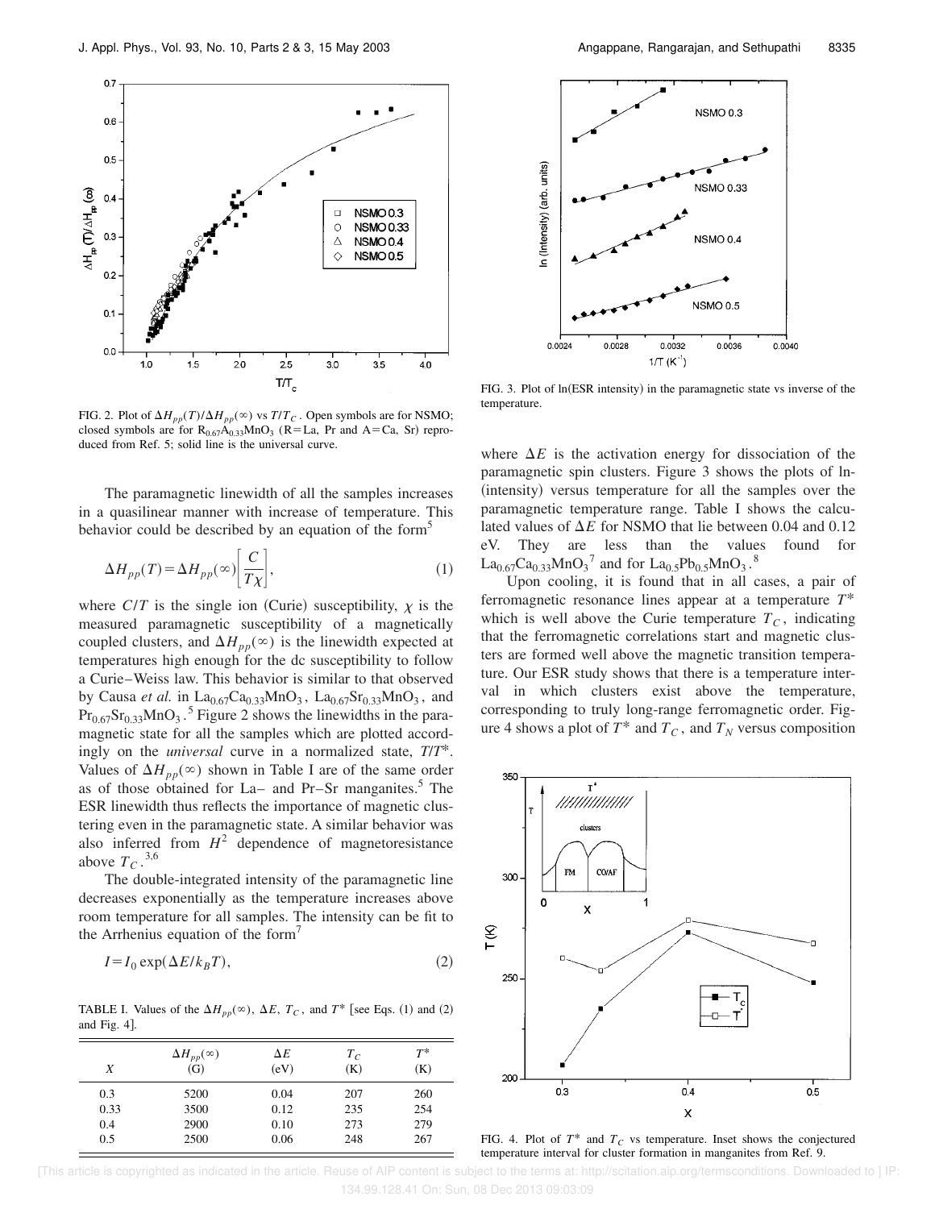FIG. 2. Plot of $\Delta H_{pp}(T)/\Delta H_{pp}(\infty)$ vs $T/T_C$. Open symbols are for NSMO; closed symbols are for $R_{0.67}A_{0.33}MnO_3$ (R=La, Pr and A=Ca, Sr) reproduced from Ref. 5; solid line is the universal curve.

The paramagnetic linewidth of all the samples increases in a quasilinear manner with increase of temperature. This behavior could be described by an equation of the form[5]

$$\Delta H_{pp}(T)=\Delta H_{pp}(\infty)\left[\frac{C}{T\chi}\right], \tag{1}$$

where $C/T$ is the single ion (Curie) susceptibility, $\chi$ is the measured paramagnetic susceptibility of a magnetically coupled clusters, and $\Delta H_{pp}(\infty)$ is the linewidth expected at temperatures high enough for the dc susceptibility to follow a Curie–Weiss law. This behavior is similar to that observed by Causa *et al.* in $La_{0.67}Ca_{0.33}MnO_3$, $La_{0.67}Sr_{0.33}MnO_3$, and $Pr_{0.67}Sr_{0.33}MnO_3$.[5] Figure 2 shows the linewidths in the paramagnetic state for all the samples which are plotted accordingly on the *universal* curve in a normalized state, $T/T^*$. Values of $\Delta H_{pp}(\infty)$ shown in Table I are of the same order as of those obtained for La– and Pr–Sr manganites.[5] The ESR linewidth thus reflects the importance of magnetic clustering even in the paramagnetic state. A similar behavior was also inferred from $H^2$ dependence of magnetoresistance above $T_C$.[3,6]

The double-integrated intensity of the paramagnetic line decreases exponentially as the temperature increases above room temperature for all samples. The intensity can be fit to the Arrhenius equation of the form[7]

$$I=I_0\exp(\Delta E/k_BT), \tag{2}$$

TABLE I. Values of the $\Delta H_{pp}(\infty)$, $\Delta E$, $T_C$, and $T^*$ [see Eqs. (1) and (2) and Fig. 4].

| $X$ | $\Delta H_{pp}(\infty)$ (G) | $\Delta E$ (eV) | $T_C$ (K) | $T^*$ (K) |
|---|---|---|---|---|
| 0.3 | 5200 | 0.04 | 207 | 260 |
| 0.33 | 3500 | 0.12 | 235 | 254 |
| 0.4 | 2900 | 0.10 | 273 | 279 |
| 0.5 | 2500 | 0.06 | 248 | 267 |

FIG. 3. Plot of ln(ESR intensity) in the paramagnetic state vs inverse of the temperature.

where $\Delta E$ is the activation energy for dissociation of the paramagnetic spin clusters. Figure 3 shows the plots of ln-(intensity) versus temperature for all the samples over the paramagnetic temperature range. Table I shows the calculated values of $\Delta E$ for NSMO that lie between 0.04 and 0.12 eV. They are less than the values found for $La_{0.67}Ca_{0.33}MnO_3$[7] and for $La_{0.5}Pb_{0.5}MnO_3$.[8]

Upon cooling, it is found that in all cases, a pair of ferromagnetic resonance lines appear at a temperature $T^*$ which is well above the Curie temperature $T_C$, indicating that the ferromagnetic correlations start and magnetic clusters are formed well above the magnetic transition temperature. Our ESR study shows that there is a temperature interval in which clusters exist above the temperature, corresponding to truly long-range ferromagnetic order. Figure 4 shows a plot of $T^*$ and $T_C$, and $T_N$ versus composition

FIG. 4. Plot of $T^*$ and $T_C$ vs temperature. Inset shows the conjectured temperature interval for cluster formation in manganites from Ref. 9.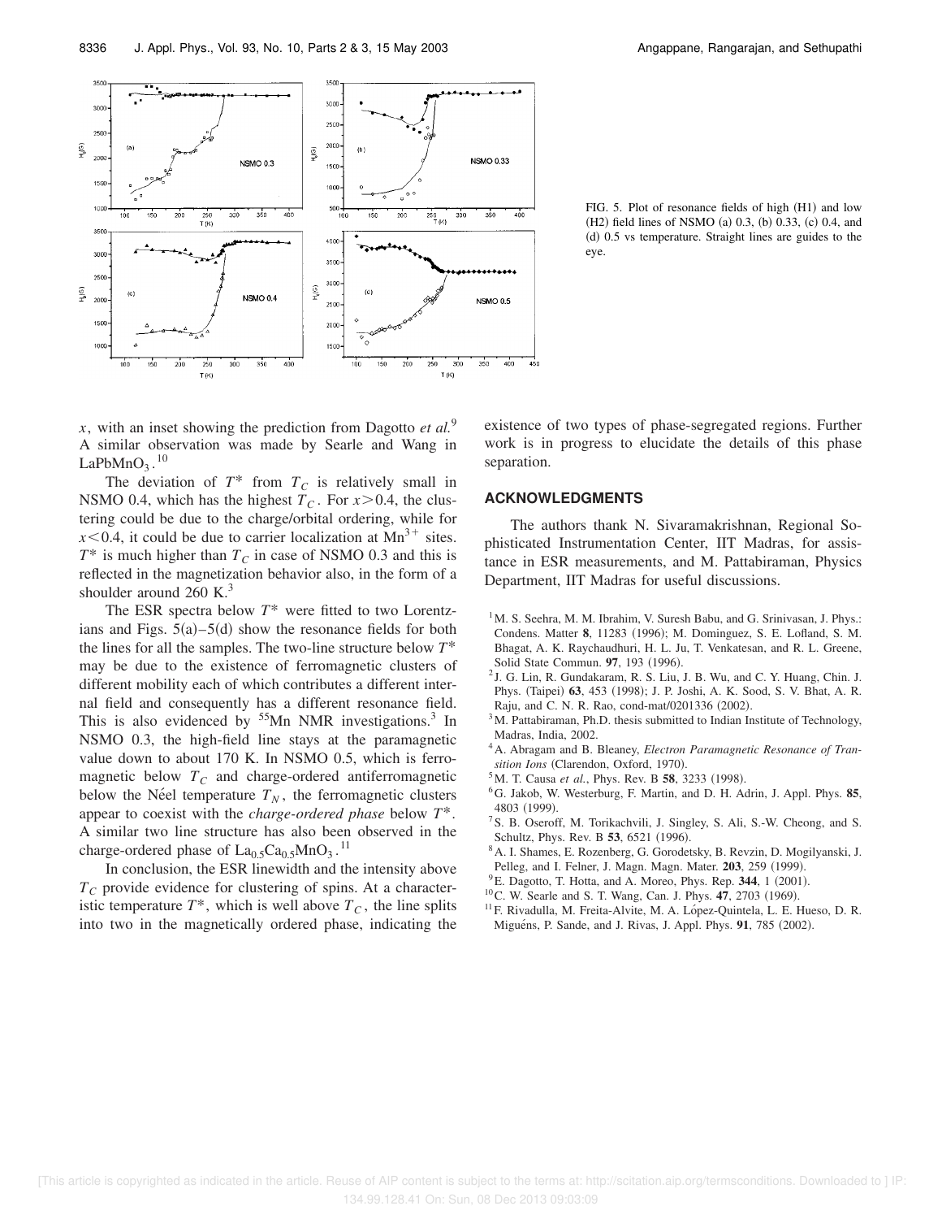NSMO 0.3

NSMO 0.33

NSMO 0.4

NSMO 0.5

FIG. 5. Plot of resonance fields of high (H1) and low (H2) field lines of NSMO (a) 0.3, (b) 0.33, (c) 0.4, and (d) 0.5 vs temperature. Straight lines are guides to the eye.

$x$, with an inset showing the prediction from Dagotto *et al.*[9] A similar observation was made by Searle and Wang in $LaPbMnO_3$.[10]

The deviation of $T^*$ from $T_C$ is relatively small in NSMO 0.4, which has the highest $T_C$. For $x>0.4$, the clustering could be due to the charge/orbital ordering, while for $x<0.4$, it could be due to carrier localization at $Mn^{3+}$ sites. $T^*$ is much higher than $T_C$ in case of NSMO 0.3 and this is reflected in the magnetization behavior also, in the form of a shoulder around 260 K.[3]

The ESR spectra below $T^*$ were fitted to two Lorentzians and Figs. 5(a)–5(d) show the resonance fields for both the lines for all the samples. The two-line structure below $T^*$ may be due to the existence of ferromagnetic clusters of different mobility each of which contributes a different internal field and consequently has a different resonance field. This is also evidenced by $^{55}Mn$ NMR investigations.[3] In NSMO 0.3, the high-field line stays at the paramagnetic value down to about 170 K. In NSMO 0.5, which is ferromagnetic below $T_C$ and charge-ordered antiferromagnetic below the Néel temperature $T_N$, the ferromagnetic clusters appear to coexist with the *charge-ordered phase* below $T^*$. A similar two line structure has also been observed in the charge-ordered phase of $La_{0.5}Ca_{0.5}MnO_3$.[11]

In conclusion, the ESR linewidth and the intensity above $T_C$ provide evidence for clustering of spins. At a characteristic temperature $T^*$, which is well above $T_C$, the line splits into two in the magnetically ordered phase, indicating the existence of two types of phase-segregated regions. Further work is in progress to elucidate the details of this phase separation.

## ACKNOWLEDGMENTS

The authors thank N. Sivaramakrishnan, Regional Sophisticated Instrumentation Center, IIT Madras, for assistance in ESR measurements, and M. Pattabiraman, Physics Department, IIT Madras for useful discussions.

[1] M. S. Seehra, M. M. Ibrahim, V. Suresh Babu, and G. Srinivasan, J. Phys.: Condens. Matter **8**, 11283 (1996); M. Dominguez, S. E. Lofland, S. M. Bhagat, A. K. Raychaudhuri, H. L. Ju, T. Venkatesan, and R. L. Greene, Solid State Commun. **97**, 193 (1996).

[2] J. G. Lin, R. Gundakaram, R. S. Liu, J. B. Wu, and C. Y. Huang, Chin. J. Phys. (Taipei) **63**, 453 (1998); J. P. Joshi, A. K. Sood, S. V. Bhat, A. R. Raju, and C. N. R. Rao, cond-mat/0201336 (2002).

[3] M. Pattabiraman, Ph.D. thesis submitted to Indian Institute of Technology, Madras, India, 2002.

[4] A. Abragam and B. Bleaney, *Electron Paramagnetic Resonance of Transition Ions* (Clarendon, Oxford, 1970).

[5] M. T. Causa *et al.*, Phys. Rev. B **58**, 3233 (1998).

[6] G. Jakob, W. Westerburg, F. Martin, and D. H. Adrin, J. Appl. Phys. **85**, 4803 (1999).

[7] S. B. Oseroff, M. Torikachvili, J. Singley, S. Ali, S.-W. Cheong, and S. Schultz, Phys. Rev. B **53**, 6521 (1996).

[8] A. I. Shames, E. Rozenberg, G. Gorodetsky, B. Revzin, D. Mogilyanski, J. Pelleg, and I. Felner, J. Magn. Magn. Mater. **203**, 259 (1999).

[9] E. Dagotto, T. Hotta, and A. Moreo, Phys. Rep. **344**, 1 (2001).

[10] C. W. Searle and S. T. Wang, Can. J. Phys. **47**, 2703 (1969).

[11] F. Rivadulla, M. Freita-Alvite, M. A. López-Quintela, L. E. Hueso, D. R. Miguéns, P. Sande, and J. Rivas, J. Appl. Phys. **91**, 785 (2002).